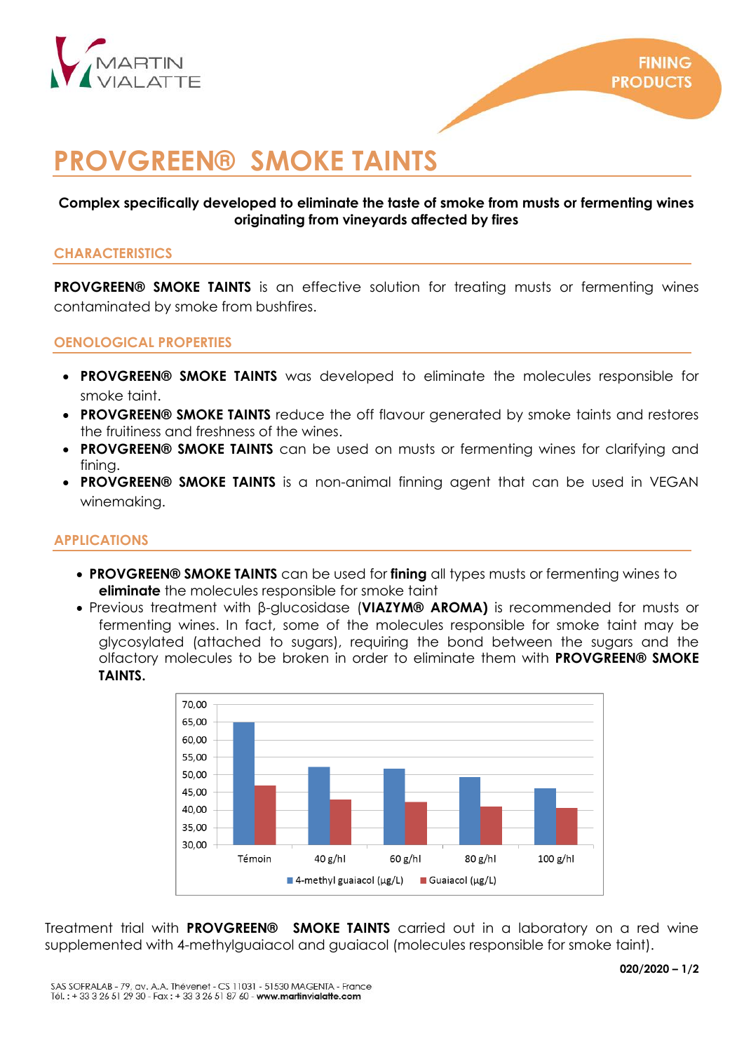MARTIN VIALATTE

FINING PRODUCTS

# PROVGREEN® SMOKE TAINTS

**Complex specifically developed to eliminate the taste of smoke from musts or fermenting wines originating from vineyards affected by fires**

## CHARACTERISTICS

**PROVGREEN® SMOKE TAINTS** is an effective solution for treating musts or fermenting wines contaminated by smoke from bushfires.

## OENOLOGICAL PROPERTIES

- **PROVGREEN® SMOKE TAINTS** was developed to eliminate the molecules responsible for smoke taint.
- **PROVGREEN® SMOKE TAINTS** reduce the off flavour generated by smoke taints and restores the fruitiness and freshness of the wines.
- **PROVGREEN® SMOKE TAINTS** can be used on musts or fermenting wines for clarifying and fining.
- **PROVGREEN® SMOKE TAINTS** is a non-animal finning agent that can be used in VEGAN winemaking.

## APPLICATIONS

- **PROVGREEN® SMOKE TAINTS** can be used for **fining** all types musts or fermenting wines to **eliminate** the molecules responsible for smoke taint
- Previous treatment with β-glucosidase (**VIAZYM® AROMA)** is recommended for musts or fermenting wines. In fact, some of the molecules responsible for smoke taint may be glycosylated (attached to sugars), requiring the bond between the sugars and the olfactory molecules to be broken in order to eliminate them with **PROVGREEN® SMOKE TAINTS.**

Treatment trial with **PROVGREEN® SMOKE TAINTS** carried out in a laboratory on a red wine supplemented with 4-methylguaiacol and guaiacol (molecules responsible for smoke taint).

020/2020 – 1/2

SAS SOFRALAB - 79, av. A.A. Thévenet - CS 11031 - 51530 MAGENTA - France
Tél. : + 33 3 26 51 29 30 - Fax : + 33 3 26 51 87 60 - **www.martinvialatte.com**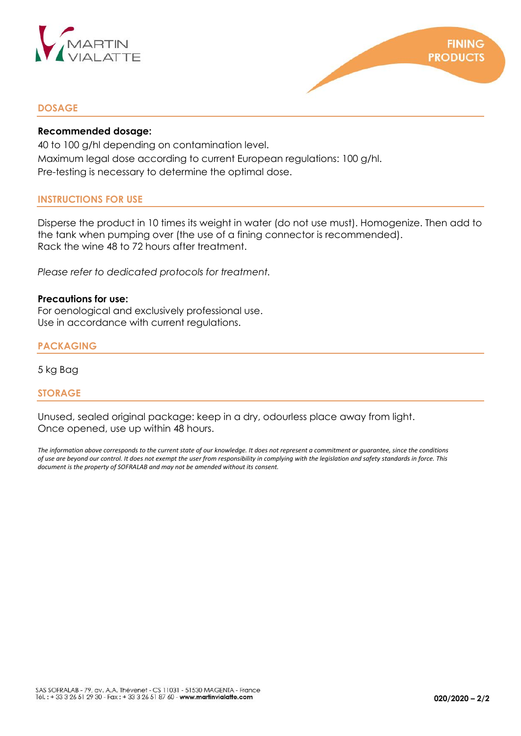## DOSAGE

**Recommended dosage:**

40 to 100 g/hl depending on contamination level.
Maximum legal dose according to current European regulations: 100 g/hl.
Pre-testing is necessary to determine the optimal dose.

## INSTRUCTIONS FOR USE

Disperse the product in 10 times its weight in water (do not use must). Homogenize. Then add to the tank when pumping over (the use of a fining connector is recommended).
Rack the wine 48 to 72 hours after treatment.

*Please refer to dedicated protocols for treatment.*

**Precautions for use:**
For oenological and exclusively professional use.
Use in accordance with current regulations.

## PACKAGING

5 kg Bag

## STORAGE

Unused, sealed original package: keep in a dry, odourless place away from light.
Once opened, use up within 48 hours.

*The information above corresponds to the current state of our knowledge. It does not represent a commitment or guarantee, since the conditions of use are beyond our control. It does not exempt the user from responsibility in complying with the legislation and safety standards in force. This document is the property of SOFRALAB and may not be amended without its consent.*

SAS SOFRALAB - 79, av. A.A. Thévenet - CS 11031 - 51530 MAGENTA - France
Tél. : + 33 3 26 51 29 30 - Fax : + 33 3 26 51 87 60 - **www.martinvialatte.com**